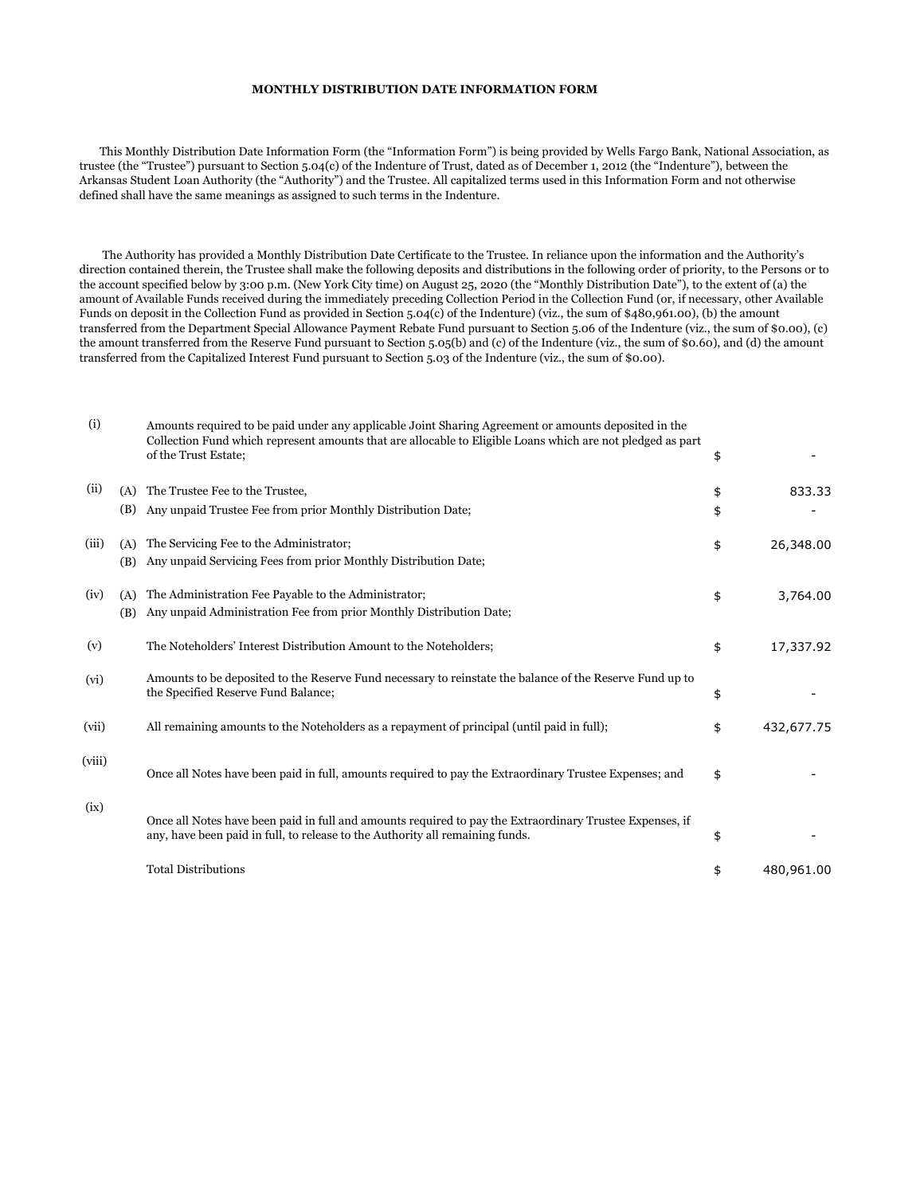**MONTHLY DISTRIBUTION DATE INFORMATION FORM**

This Monthly Distribution Date Information Form (the "Information Form") is being provided by Wells Fargo Bank, National Association, as trustee (the "Trustee") pursuant to Section 5.04(c) of the Indenture of Trust, dated as of December 1, 2012 (the "Indenture"), between the Arkansas Student Loan Authority (the "Authority") and the Trustee. All capitalized terms used in this Information Form and not otherwise defined shall have the same meanings as assigned to such terms in the Indenture.

The Authority has provided a Monthly Distribution Date Certificate to the Trustee. In reliance upon the information and the Authority's direction contained therein, the Trustee shall make the following deposits and distributions in the following order of priority, to the Persons or to the account specified below by 3:00 p.m. (New York City time) on August 25, 2020 (the "Monthly Distribution Date"), to the extent of (a) the amount of Available Funds received during the immediately preceding Collection Period in the Collection Fund (or, if necessary, other Available Funds on deposit in the Collection Fund as provided in Section 5.04(c) of the Indenture) (viz., the sum of $480,961.00), (b) the amount transferred from the Department Special Allowance Payment Rebate Fund pursuant to Section 5.06 of the Indenture (viz., the sum of $0.00), (c) the amount transferred from the Reserve Fund pursuant to Section 5.05(b) and (c) of the Indenture (viz., the sum of $0.60), and (d) the amount transferred from the Capitalized Interest Fund pursuant to Section 5.03 of the Indenture (viz., the sum of $0.00).

| | | | | |
|---|---|---|---|---|
| (i) | | Amounts required to be paid under any applicable Joint Sharing Agreement or amounts deposited in the Collection Fund which represent amounts that are allocable to Eligible Loans which are not pledged as part of the Trust Estate; | $ | - |
| (ii) | (A) | The Trustee Fee to the Trustee, | $ | 833.33 |
| | (B) | Any unpaid Trustee Fee from prior Monthly Distribution Date; | $ | - |
| (iii) | (A) | The Servicing Fee to the Administrator; | $ | 26,348.00 |
| | (B) | Any unpaid Servicing Fees from prior Monthly Distribution Date; | | |
| (iv) | (A) | The Administration Fee Payable to the Administrator; | $ | 3,764.00 |
| | (B) | Any unpaid Administration Fee from prior Monthly Distribution Date; | | |
| (v) | | The Noteholders' Interest Distribution Amount to the Noteholders; | $ | 17,337.92 |
| (vi) | | Amounts to be deposited to the Reserve Fund necessary to reinstate the balance of the Reserve Fund up to the Specified Reserve Fund Balance; | $ | - |
| (vii) | | All remaining amounts to the Noteholders as a repayment of principal (until paid in full); | $ | 432,677.75 |
| (viii) | | Once all Notes have been paid in full, amounts required to pay the Extraordinary Trustee Expenses; and | $ | - |
| (ix) | | Once all Notes have been paid in full and amounts required to pay the Extraordinary Trustee Expenses, if any, have been paid in full, to release to the Authority all remaining funds. | $ | - |
| | | Total Distributions | $ | 480,961.00 |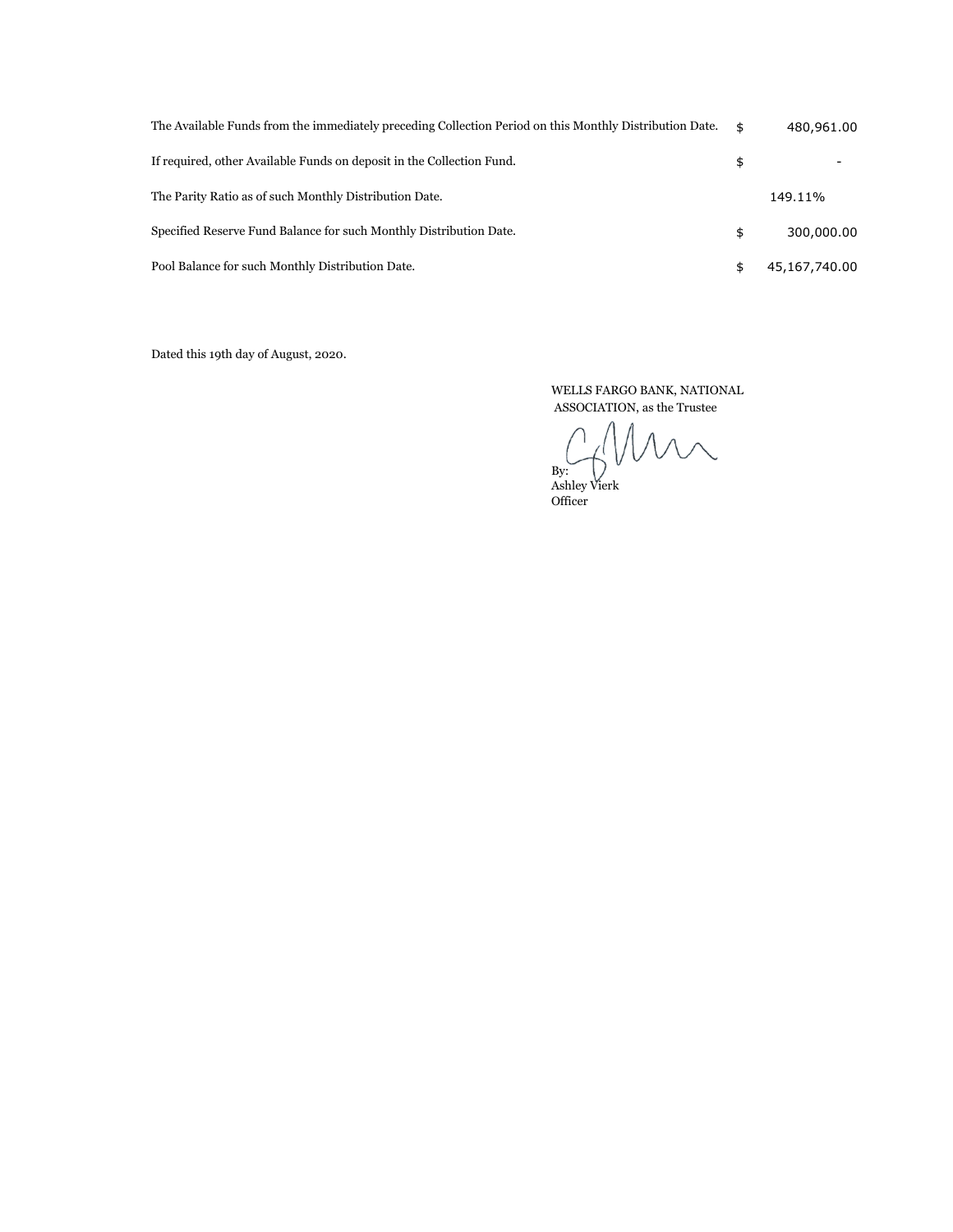| | | |
|---|---|---|
| The Available Funds from the immediately preceding Collection Period on this Monthly Distribution Date. | $ | 480,961.00 |
| If required, other Available Funds on deposit in the Collection Fund. | $ | - |
| The Parity Ratio as of such Monthly Distribution Date. | | 149.11% |
| Specified Reserve Fund Balance for such Monthly Distribution Date. | $ | 300,000.00 |
| Pool Balance for such Monthly Distribution Date. | $ | 45,167,740.00 |

Dated this 19th day of August, 2020.

WELLS FARGO BANK, NATIONAL ASSOCIATION, as the Trustee

By:
Ashley Vierk
Officer